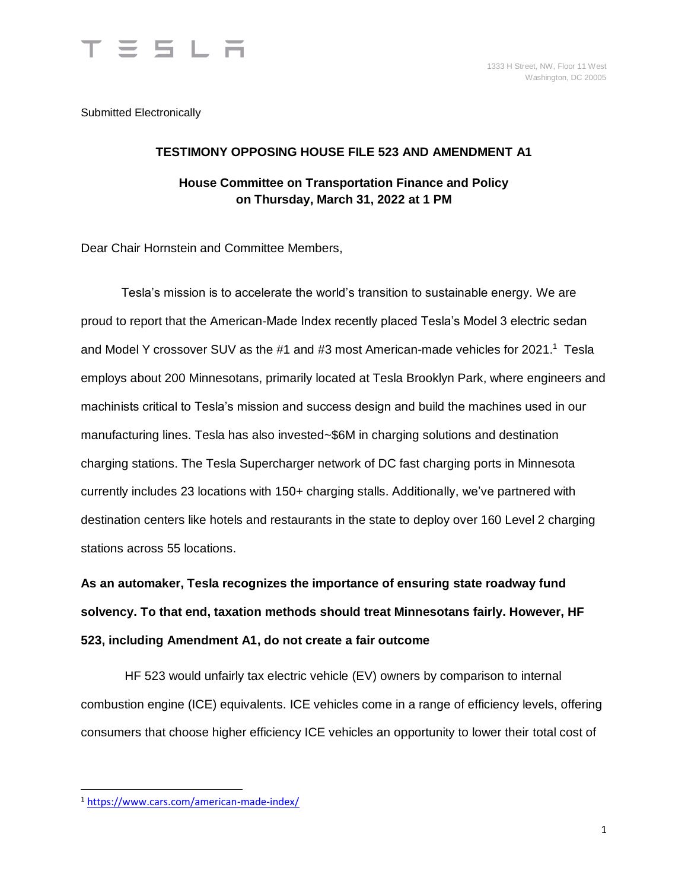TESLA

1333 H Street, NW, Floor 11 West
Washington, DC 20005

Submitted Electronically

**TESTIMONY OPPOSING HOUSE FILE 523 AND AMENDMENT A1**

**House Committee on Transportation Finance and Policy on Thursday, March 31, 2022 at 1 PM**

Dear Chair Hornstein and Committee Members,

Tesla's mission is to accelerate the world's transition to sustainable energy. We are proud to report that the American-Made Index recently placed Tesla's Model 3 electric sedan and Model Y crossover SUV as the #1 and #3 most American-made vehicles for 2021.[1] Tesla employs about 200 Minnesotans, primarily located at Tesla Brooklyn Park, where engineers and machinists critical to Tesla's mission and success design and build the machines used in our manufacturing lines. Tesla has also invested~$6M in charging solutions and destination charging stations. The Tesla Supercharger network of DC fast charging ports in Minnesota currently includes 23 locations with 150+ charging stalls. Additionally, we've partnered with destination centers like hotels and restaurants in the state to deploy over 160 Level 2 charging stations across 55 locations.

**As an automaker, Tesla recognizes the importance of ensuring state roadway fund solvency. To that end, taxation methods should treat Minnesotans fairly. However, HF 523, including Amendment A1, do not create a fair outcome**

HF 523 would unfairly tax electric vehicle (EV) owners by comparison to internal combustion engine (ICE) equivalents. ICE vehicles come in a range of efficiency levels, offering consumers that choose higher efficiency ICE vehicles an opportunity to lower their total cost of

[1] https://www.cars.com/american-made-index/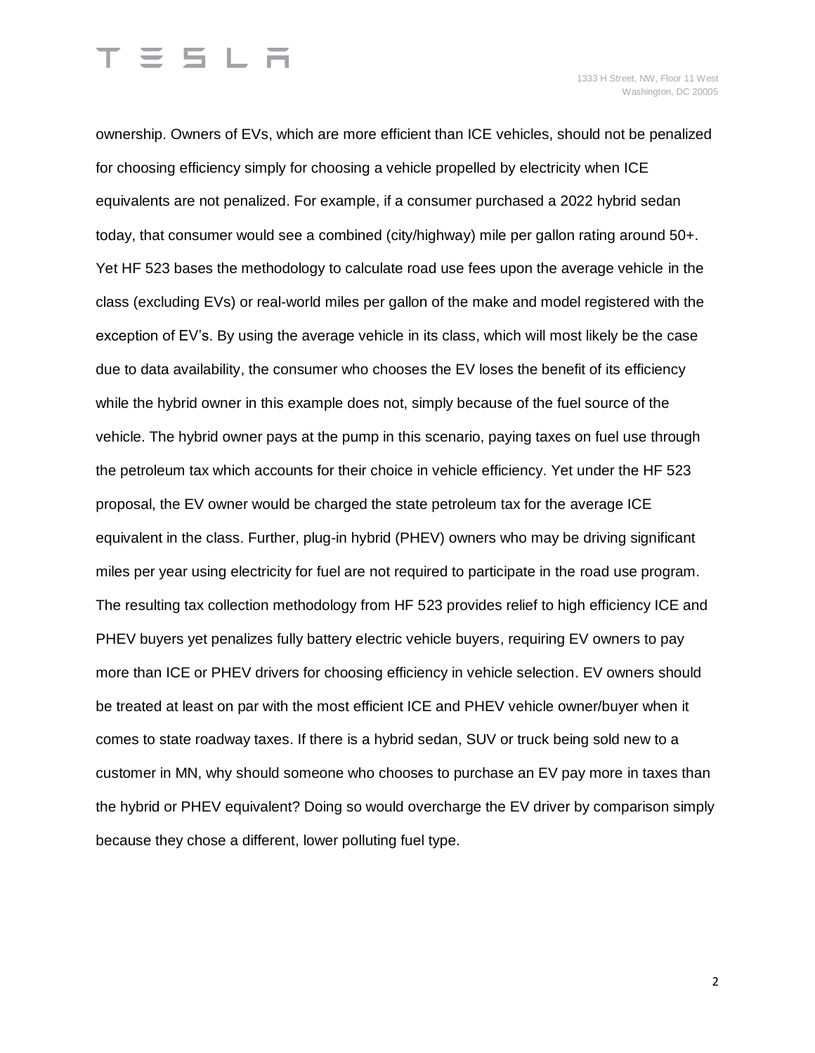ownership. Owners of EVs, which are more efficient than ICE vehicles, should not be penalized for choosing efficiency simply for choosing a vehicle propelled by electricity when ICE equivalents are not penalized. For example, if a consumer purchased a 2022 hybrid sedan today, that consumer would see a combined (city/highway) mile per gallon rating around 50+. Yet HF 523 bases the methodology to calculate road use fees upon the average vehicle in the class (excluding EVs) or real-world miles per gallon of the make and model registered with the exception of EV's. By using the average vehicle in its class, which will most likely be the case due to data availability, the consumer who chooses the EV loses the benefit of its efficiency while the hybrid owner in this example does not, simply because of the fuel source of the vehicle. The hybrid owner pays at the pump in this scenario, paying taxes on fuel use through the petroleum tax which accounts for their choice in vehicle efficiency. Yet under the HF 523 proposal, the EV owner would be charged the state petroleum tax for the average ICE equivalent in the class. Further, plug-in hybrid (PHEV) owners who may be driving significant miles per year using electricity for fuel are not required to participate in the road use program. The resulting tax collection methodology from HF 523 provides relief to high efficiency ICE and PHEV buyers yet penalizes fully battery electric vehicle buyers, requiring EV owners to pay more than ICE or PHEV drivers for choosing efficiency in vehicle selection. EV owners should be treated at least on par with the most efficient ICE and PHEV vehicle owner/buyer when it comes to state roadway taxes. If there is a hybrid sedan, SUV or truck being sold new to a customer in MN, why should someone who chooses to purchase an EV pay more in taxes than the hybrid or PHEV equivalent? Doing so would overcharge the EV driver by comparison simply because they chose a different, lower polluting fuel type.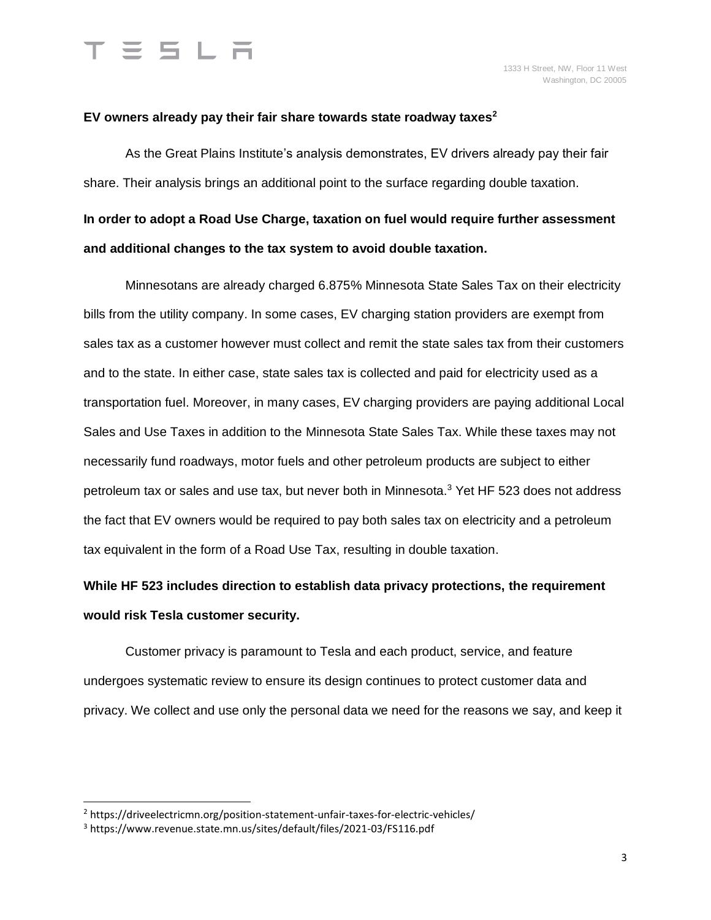**EV owners already pay their fair share towards state roadway taxes**[2]

As the Great Plains Institute's analysis demonstrates, EV drivers already pay their fair share. Their analysis brings an additional point to the surface regarding double taxation.

**In order to adopt a Road Use Charge, taxation on fuel would require further assessment and additional changes to the tax system to avoid double taxation.**

Minnesotans are already charged 6.875% Minnesota State Sales Tax on their electricity bills from the utility company. In some cases, EV charging station providers are exempt from sales tax as a customer however must collect and remit the state sales tax from their customers and to the state. In either case, state sales tax is collected and paid for electricity used as a transportation fuel. Moreover, in many cases, EV charging providers are paying additional Local Sales and Use Taxes in addition to the Minnesota State Sales Tax. While these taxes may not necessarily fund roadways, motor fuels and other petroleum products are subject to either petroleum tax or sales and use tax, but never both in Minnesota.[3] Yet HF 523 does not address the fact that EV owners would be required to pay both sales tax on electricity and a petroleum tax equivalent in the form of a Road Use Tax, resulting in double taxation.

**While HF 523 includes direction to establish data privacy protections, the requirement would risk Tesla customer security.**

Customer privacy is paramount to Tesla and each product, service, and feature undergoes systematic review to ensure its design continues to protect customer data and privacy. We collect and use only the personal data we need for the reasons we say, and keep it

---

[2] https://driveelectricmn.org/position-statement-unfair-taxes-for-electric-vehicles/

[3] https://www.revenue.state.mn.us/sites/default/files/2021-03/FS116.pdf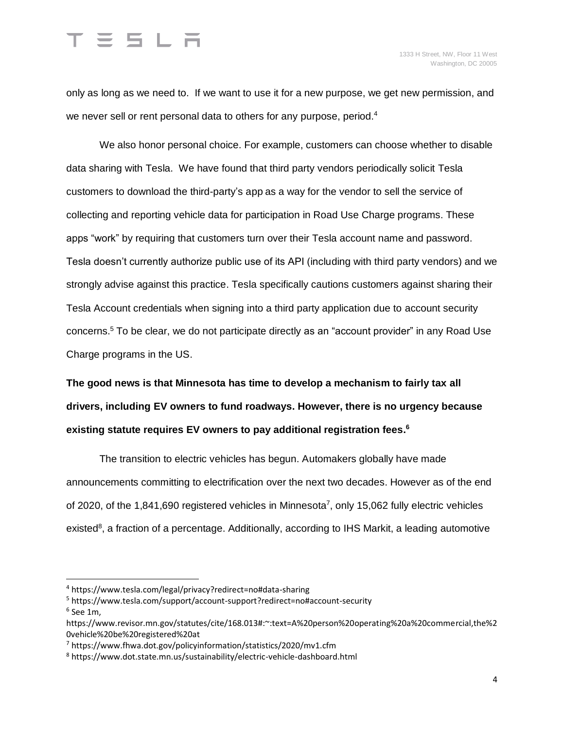only as long as we need to. If we want to use it for a new purpose, we get new permission, and we never sell or rent personal data to others for any purpose, period.[4]

We also honor personal choice. For example, customers can choose whether to disable data sharing with Tesla. We have found that third party vendors periodically solicit Tesla customers to download the third-party's app as a way for the vendor to sell the service of collecting and reporting vehicle data for participation in Road Use Charge programs. These apps "work" by requiring that customers turn over their Tesla account name and password. Tesla doesn't currently authorize public use of its API (including with third party vendors) and we strongly advise against this practice. Tesla specifically cautions customers against sharing their Tesla Account credentials when signing into a third party application due to account security concerns.[5] To be clear, we do not participate directly as an "account provider" in any Road Use Charge programs in the US.

**The good news is that Minnesota has time to develop a mechanism to fairly tax all drivers, including EV owners to fund roadways. However, there is no urgency because existing statute requires EV owners to pay additional registration fees.[6]**

The transition to electric vehicles has begun. Automakers globally have made announcements committing to electrification over the next two decades. However as of the end of 2020, of the 1,841,690 registered vehicles in Minnesota[7], only 15,062 fully electric vehicles existed[8], a fraction of a percentage. Additionally, according to IHS Markit, a leading automotive

---

[4] https://www.tesla.com/legal/privacy?redirect=no#data-sharing

[5] https://www.tesla.com/support/account-support?redirect=no#account-security

[6] See 1m, https://www.revisor.mn.gov/statutes/cite/168.013#:~:text=A%20person%20operating%20a%20commercial,the%20vehicle%20be%20registered%20at

[7] https://www.fhwa.dot.gov/policyinformation/statistics/2020/mv1.cfm

[8] https://www.dot.state.mn.us/sustainability/electric-vehicle-dashboard.html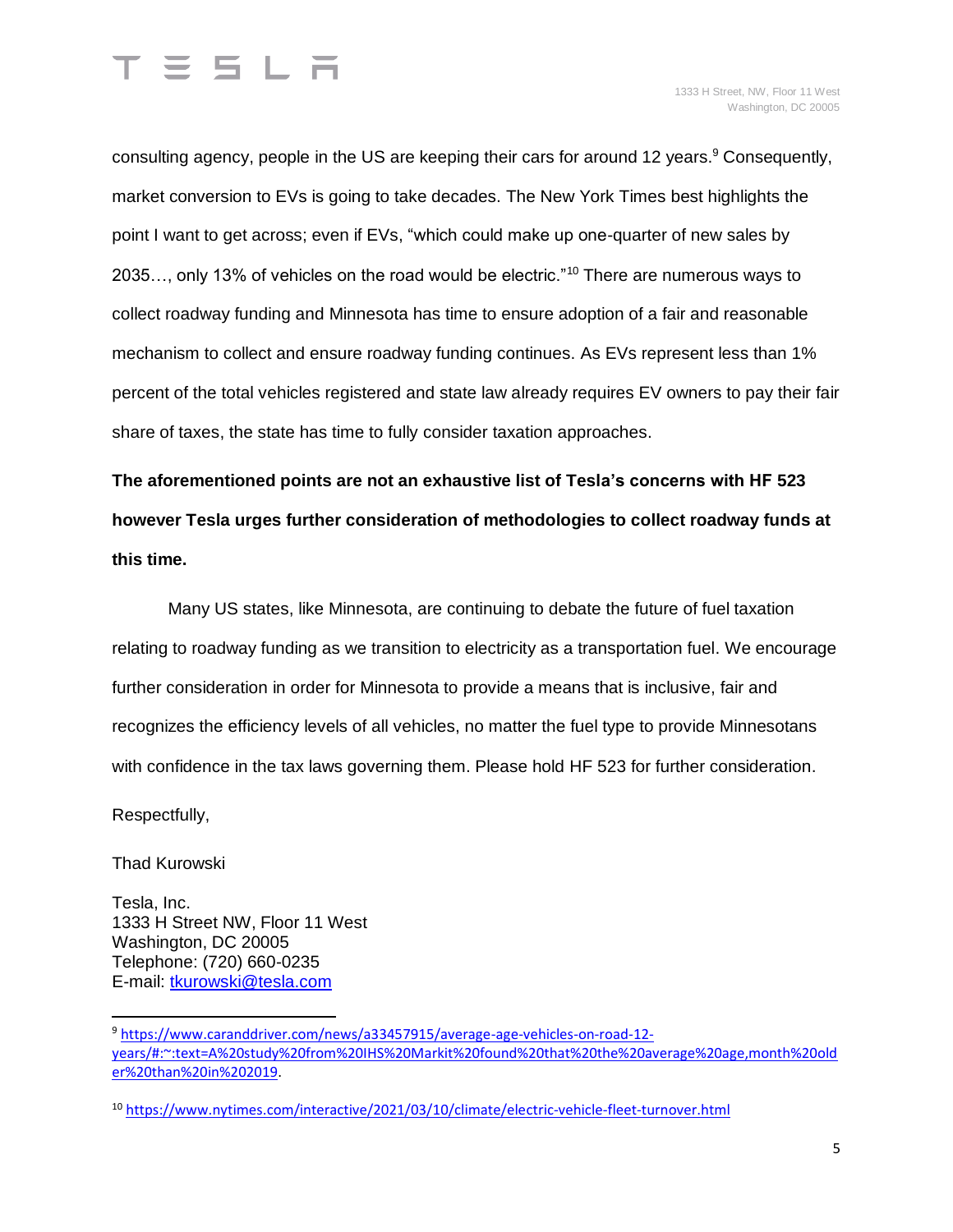consulting agency, people in the US are keeping their cars for around 12 years.[9] Consequently, market conversion to EVs is going to take decades. The New York Times best highlights the point I want to get across; even if EVs, "which could make up one-quarter of new sales by 2035…, only 13% of vehicles on the road would be electric."[10] There are numerous ways to collect roadway funding and Minnesota has time to ensure adoption of a fair and reasonable mechanism to collect and ensure roadway funding continues. As EVs represent less than 1% percent of the total vehicles registered and state law already requires EV owners to pay their fair share of taxes, the state has time to fully consider taxation approaches.

**The aforementioned points are not an exhaustive list of Tesla's concerns with HF 523 however Tesla urges further consideration of methodologies to collect roadway funds at this time.**

Many US states, like Minnesota, are continuing to debate the future of fuel taxation relating to roadway funding as we transition to electricity as a transportation fuel. We encourage further consideration in order for Minnesota to provide a means that is inclusive, fair and recognizes the efficiency levels of all vehicles, no matter the fuel type to provide Minnesotans with confidence in the tax laws governing them. Please hold HF 523 for further consideration.

Respectfully,

Thad Kurowski

Tesla, Inc.
1333 H Street NW, Floor 11 West
Washington, DC 20005
Telephone: (720) 660-0235
E-mail: tkurowski@tesla.com

---

[9] https://www.caranddriver.com/news/a33457915/average-age-vehicles-on-road-12-years/#:~:text=A%20study%20from%20IHS%20Markit%20found%20that%20the%20average%20age,month%20older%20than%20in%202019.

[10] https://www.nytimes.com/interactive/2021/03/10/climate/electric-vehicle-fleet-turnover.html